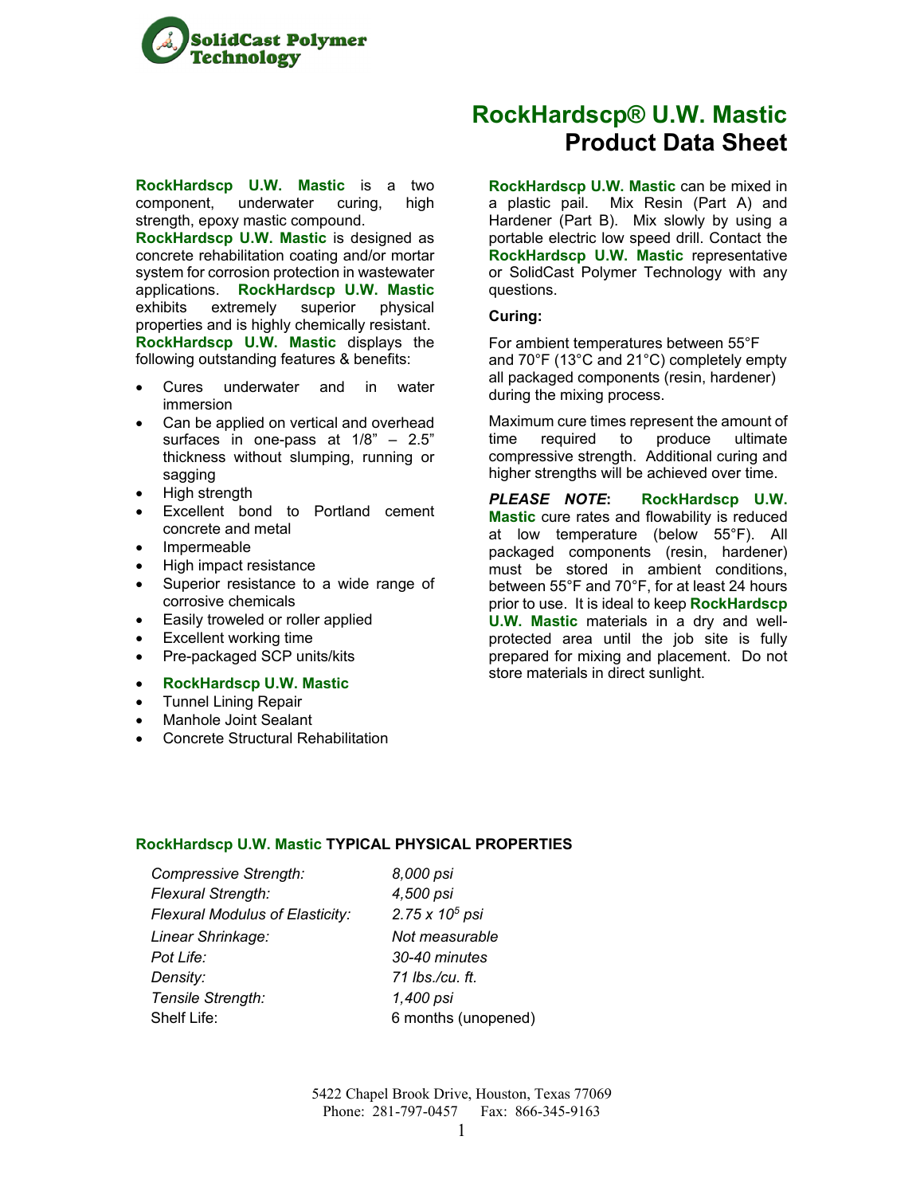SolidCast Polymer Technology

# RockHardscp® U.W. Mastic
## Product Data Sheet

**RockHardscp U.W. Mastic** is a two component, underwater curing, high strength, epoxy mastic compound.
**RockHardscp U.W. Mastic** is designed as concrete rehabilitation coating and/or mortar system for corrosion protection in wastewater applications. **RockHardscp U.W. Mastic** exhibits extremely superior physical properties and is highly chemically resistant. **RockHardscp U.W. Mastic** displays the following outstanding features & benefits:

- Cures underwater and in water immersion
- Can be applied on vertical and overhead surfaces in one-pass at 1/8" – 2.5" thickness without slumping, running or sagging
- High strength
- Excellent bond to Portland cement concrete and metal
- Impermeable
- High impact resistance
- Superior resistance to a wide range of corrosive chemicals
- Easily troweled or roller applied
- Excellent working time
- Pre-packaged SCP units/kits

- **RockHardscp U.W. Mastic**
- Tunnel Lining Repair
- Manhole Joint Sealant
- Concrete Structural Rehabilitation

**RockHardscp U.W. Mastic** can be mixed in a plastic pail. Mix Resin (Part A) and Hardener (Part B). Mix slowly by using a portable electric low speed drill. Contact the **RockHardscp U.W. Mastic** representative or SolidCast Polymer Technology with any questions.

**Curing:**

For ambient temperatures between 55°F and 70°F (13°C and 21°C) completely empty all packaged components (resin, hardener) during the mixing process.

Maximum cure times represent the amount of time required to produce ultimate compressive strength. Additional curing and higher strengths will be achieved over time.

***PLEASE NOTE***: **RockHardscp U.W. Mastic** cure rates and flowability is reduced at low temperature (below 55°F). All packaged components (resin, hardener) must be stored in ambient conditions, between 55°F and 70°F, for at least 24 hours prior to use. It is ideal to keep **RockHardscp U.W. Mastic** materials in a dry and well-protected area until the job site is fully prepared for mixing and placement. Do not store materials in direct sunlight.

### RockHardscp U.W. Mastic TYPICAL PHYSICAL PROPERTIES

| | |
|---|---|
| *Compressive Strength:* | *8,000 psi* |
| *Flexural Strength:* | *4,500 psi* |
| *Flexural Modulus of Elasticity:* | *$2.75 \times 10^5$ psi* |
| *Linear Shrinkage:* | *Not measurable* |
| *Pot Life:* | *30-40 minutes* |
| *Density:* | *71 lbs./cu. ft.* |
| *Tensile Strength:* | *1,400 psi* |
| Shelf Life: | 6 months (unopened) |

5422 Chapel Brook Drive, Houston, Texas 77069
Phone: 281-797-0457 Fax: 866-345-9163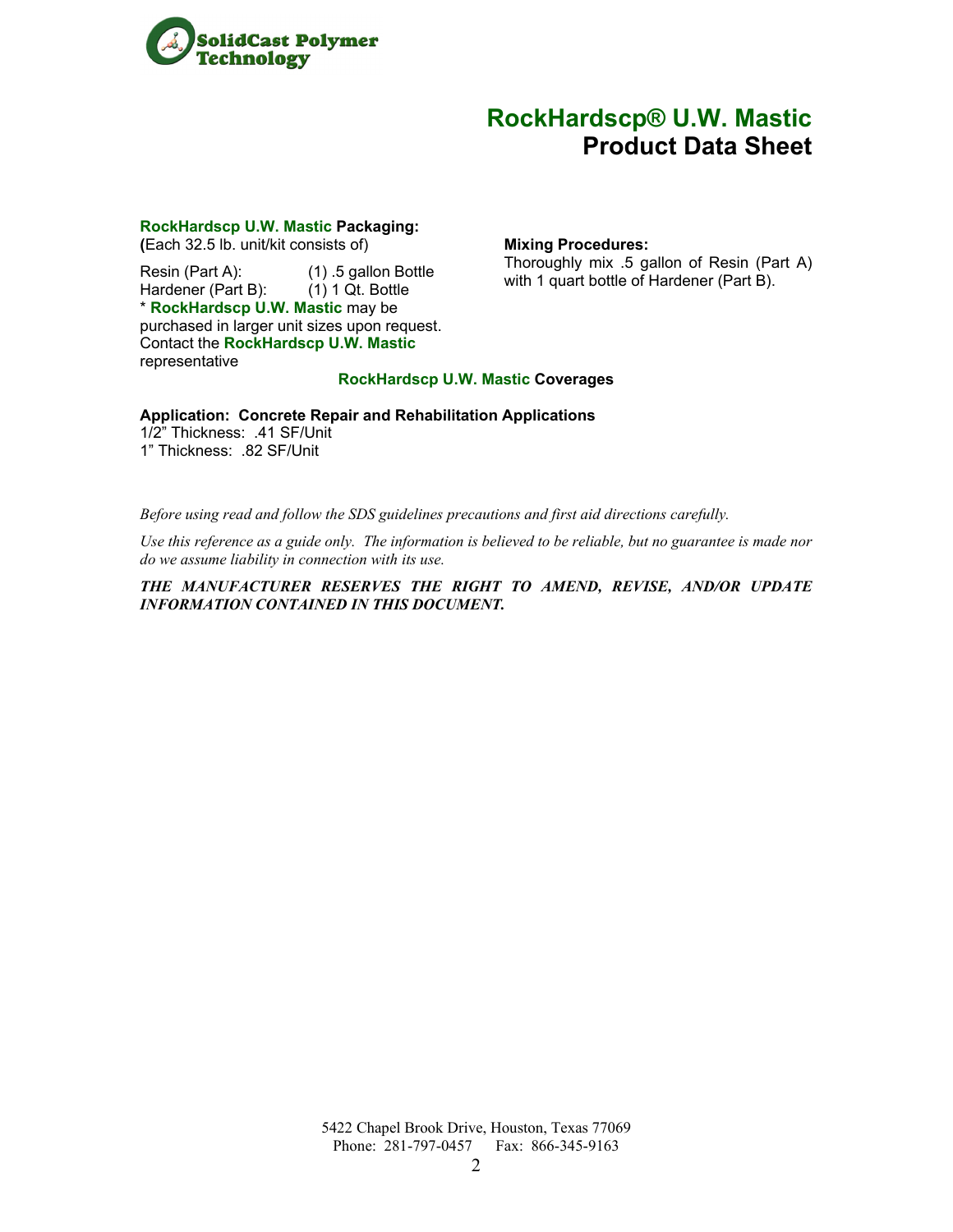# RockHardscp® U.W. Mastic
## Product Data Sheet

**RockHardscp U.W. Mastic Packaging:**
**(**Each 32.5 lb. unit/kit consists of)

Resin (Part A): (1) .5 gallon Bottle
Hardener (Part B): (1) 1 Qt. Bottle
* **RockHardscp U.W. Mastic** may be purchased in larger unit sizes upon request. Contact the **RockHardscp U.W. Mastic** representative

**Mixing Procedures:**
Thoroughly mix .5 gallon of Resin (Part A) with 1 quart bottle of Hardener (Part B).

**RockHardscp U.W. Mastic Coverages**

**Application: Concrete Repair and Rehabilitation Applications**
1/2" Thickness: .41 SF/Unit
1" Thickness: .82 SF/Unit

*Before using read and follow the SDS guidelines precautions and first aid directions carefully.*

*Use this reference as a guide only. The information is believed to be reliable, but no guarantee is made nor do we assume liability in connection with its use.*

***THE MANUFACTURER RESERVES THE RIGHT TO AMEND, REVISE, AND/OR UPDATE INFORMATION CONTAINED IN THIS DOCUMENT.***

5422 Chapel Brook Drive, Houston, Texas 77069
Phone: 281-797-0457 Fax: 866-345-9163